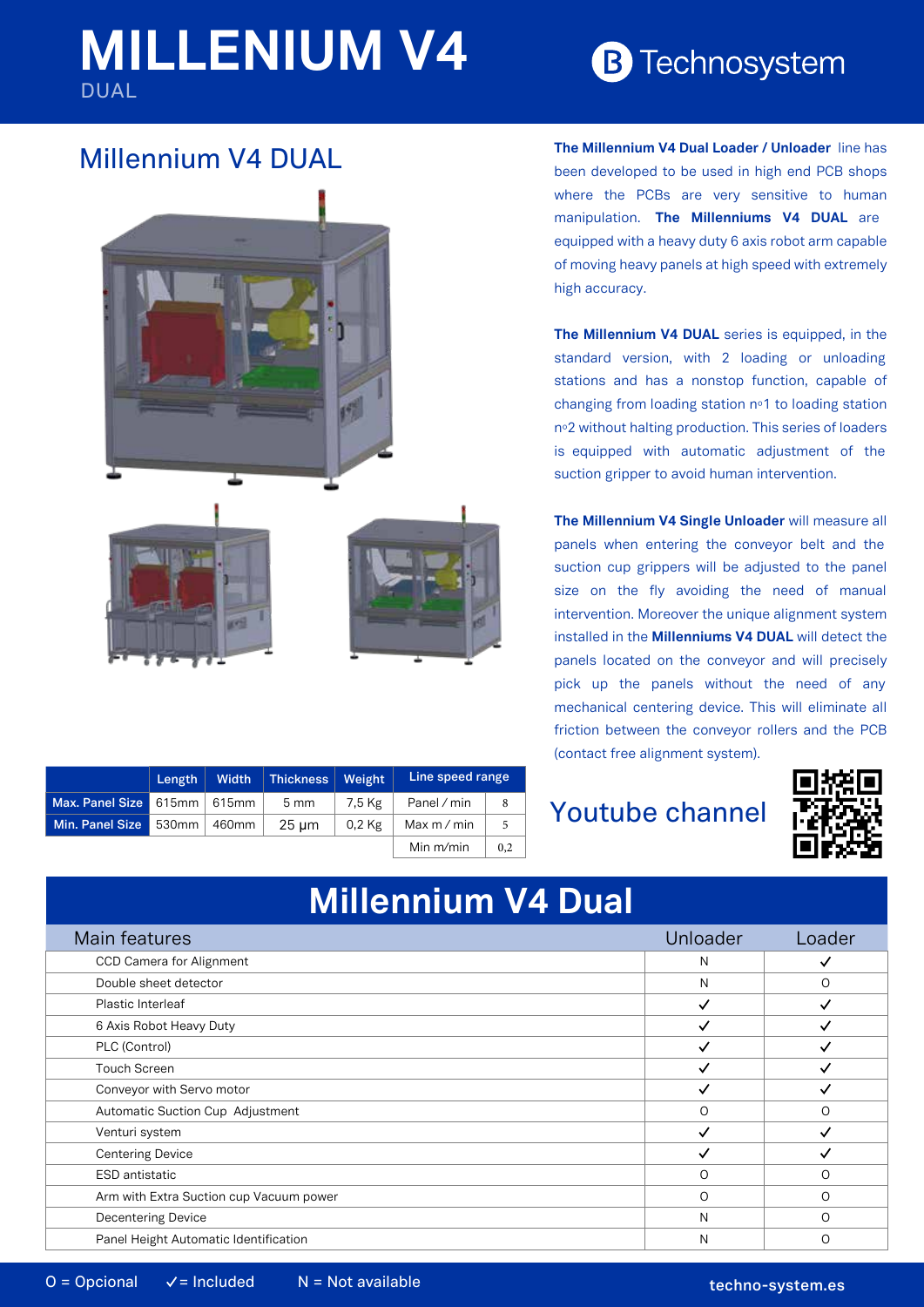# MILLENIUM V4

DUAL

Technosystem

## Millennium V4 DUAL

**The Millennium V4 Dual Loader / Unloader** line has been developed to be used in high end PCB shops where the PCBs are very sensitive to human manipulation. **The Millenniums V4 DUAL** are equipped with a heavy duty 6 axis robot arm capable of moving heavy panels at high speed with extremely high accuracy.

**The Millennium V4 DUAL** series is equipped, in the standard version, with 2 loading or unloading stations and has a nonstop function, capable of changing from loading station nº1 to loading station nº2 without halting production. This series of loaders is equipped with automatic adjustment of the suction gripper to avoid human intervention.

**The Millennium V4 Single Unloader** will measure all panels when entering the conveyor belt and the suction cup grippers will be adjusted to the panel size on the fly avoiding the need of manual intervention. Moreover the unique alignment system installed in the **Millenniums V4 DUAL** will detect the panels located on the conveyor and will precisely pick up the panels without the need of any mechanical centering device. This will eliminate all friction between the conveyor rollers and the PCB (contact free alignment system).

| | Length | Width | Thickness | Weight | Line speed range | |
|---|---|---|---|---|---|---|
| Max. Panel Size | 615mm | 615mm | 5 mm | 7,5 Kg | Panel / min | 8 |
| Min. Panel Size | 530mm | 460mm | 25 µm | 0,2 Kg | Max m / min | 5 |
| | | | | | Min m/min | 0,2 |

Youtube channel

## Millennium V4 Dual

| Main features | Unloader | Loader |
|---|---|---|
| CCD Camera for Alignment | N | ✓ |
| Double sheet detector | N | O |
| Plastic Interleaf | ✓ | ✓ |
| 6 Axis Robot Heavy Duty | ✓ | ✓ |
| PLC (Control) | ✓ | ✓ |
| Touch Screen | ✓ | ✓ |
| Conveyor with Servo motor | ✓ | ✓ |
| Automatic Suction Cup Adjustment | O | O |
| Venturi system | ✓ | ✓ |
| Centering Device | ✓ | ✓ |
| ESD antistatic | O | O |
| Arm with Extra Suction cup Vacuum power | O | O |
| Decentering Device | N | O |
| Panel Height Automatic Identification | N | O |

O = Opcional ✓= Included N = Not available

techno-system.es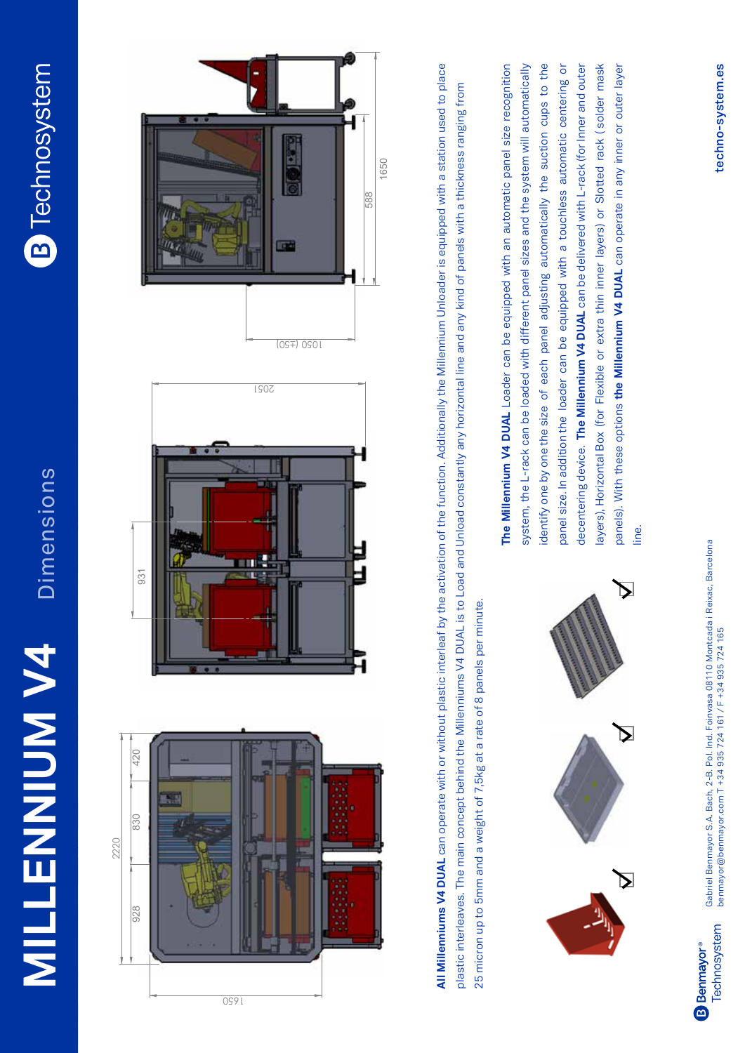# MILLENNIUM V4

## Dimensions

2220

928

830

420

1650

931

2051

1050 (±50)

588

1650

**All Millenniums V4 DUAL** can operate with or without plastic interleaf by the activation of the function. Additionally the Millennium Unloader is equipped with a station used to place plastic interleaves. The main concept behind the Millenniums V4 DUAL is to Load and Unload constantly any horizontal line and any kind of panels with a thickness ranging from 25 micron up to 5mm and a weight of 7,5kg at a rate of 8 panels per minute.

**The Millennium V4 DUAL** Loader can be equipped with an automatic panel size recognition system, the L-rack can be loaded with different panel sizes and the system will automatically identify one by one the size of each panel adjusting automatically the suction cups to the panel size. In addition the loader can be equipped with a touchless automatic centering or decentering device. **The Millennium V4 DUAL** can be delivered with L-rack (for Inner and outer layers), Horizontal Box (for Flexible or extra thin inner layers) or Slotted rack (solder mask panels). With these options **the Millennium V4 DUAL** can operate in any inner or outer layer line.

Benmayor® Technosystem

Gabriel Benmayor S.A. Bach, 2-B. Pol. Ind. Foinvasa 08110 Montcada i Reixac, Barcelona
benmayor@benmayor.com T +34 935 724 161 / F +34 935 724 165

techno-system.es